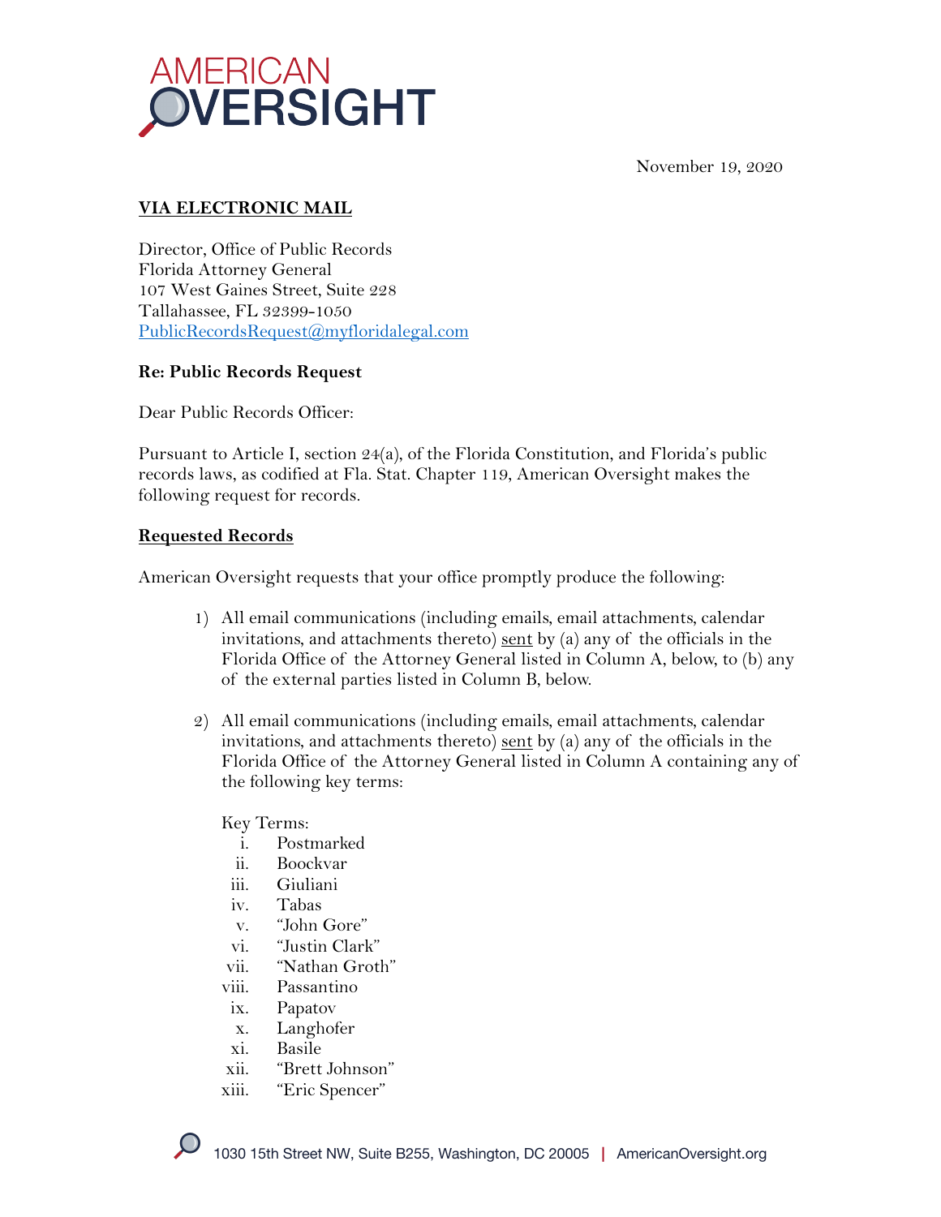November 19, 2020

**VIA ELECTRONIC MAIL**

Director, Office of Public Records
Florida Attorney General
107 West Gaines Street, Suite 228
Tallahassee, FL 32399-1050
PublicRecordsRequest@myfloridalegal.com

**Re: Public Records Request**

Dear Public Records Officer:

Pursuant to Article I, section 24(a), of the Florida Constitution, and Florida's public records laws, as codified at Fla. Stat. Chapter 119, American Oversight makes the following request for records.

**Requested Records**

American Oversight requests that your office promptly produce the following:

1) All email communications (including emails, email attachments, calendar invitations, and attachments thereto) sent by (a) any of the officials in the Florida Office of the Attorney General listed in Column A, below, to (b) any of the external parties listed in Column B, below.

2) All email communications (including emails, email attachments, calendar invitations, and attachments thereto) sent by (a) any of the officials in the Florida Office of the Attorney General listed in Column A containing any of the following key terms:

   Key Terms:
   
   i. Postmarked
   ii. Boockvar
   iii. Giuliani
   iv. Tabas
   v. "John Gore"
   vi. "Justin Clark"
   vii. "Nathan Groth"
   viii. Passantino
   ix. Papatov
   x. Langhofer
   xi. Basile
   xii. "Brett Johnson"
   xiii. "Eric Spencer"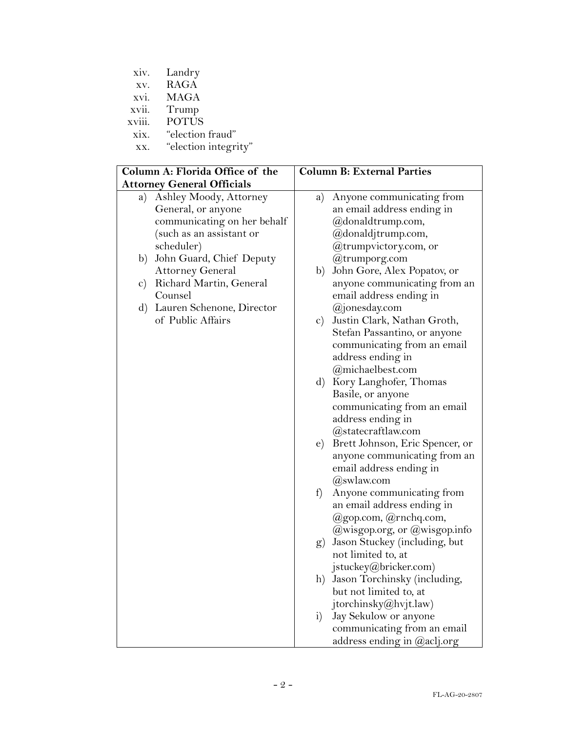- xiv. Landry
- xv. RAGA
- xvi. MAGA
- xvii. Trump
- xviii. POTUS
- xix. "election fraud"
- xx. "election integrity"

| Column A: Florida Office of the Attorney General Officials | Column B: External Parties |
|---|---|
| a) Ashley Moody, Attorney General, or anyone communicating on her behalf (such as an assistant or scheduler)<br>b) John Guard, Chief Deputy Attorney General<br>c) Richard Martin, General Counsel<br>d) Lauren Schenone, Director of Public Affairs | a) Anyone communicating from an email address ending in @donaldtrump.com, @donaldjtrump.com, @trumpvictory.com, or @trumporg.com<br>b) John Gore, Alex Popatov, or anyone communicating from an email address ending in @jonesday.com<br>c) Justin Clark, Nathan Groth, Stefan Passantino, or anyone communicating from an email address ending in @michaelbest.com<br>d) Kory Langhofer, Thomas Basile, or anyone communicating from an email address ending in @statecraftlaw.com<br>e) Brett Johnson, Eric Spencer, or anyone communicating from an email address ending in @swlaw.com<br>f) Anyone communicating from an email address ending in @gop.com, @rnchq.com, @wisgop.org, or @wisgop.info<br>g) Jason Stuckey (including, but not limited to, at jstuckey@bricker.com)<br>h) Jason Torchinsky (including, but not limited to, at jtorchinsky@hvjt.law)<br>i) Jay Sekulow or anyone communicating from an email address ending in @aclj.org |

FL-AG-20-2807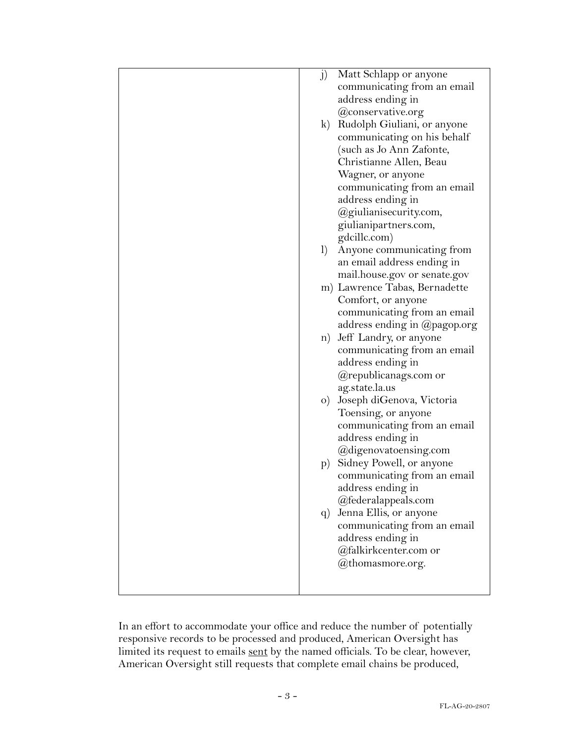| | |
|---|---|
| | j) Matt Schlapp or anyone communicating from an email address ending in @conservative.org<br>k) Rudolph Giuliani, or anyone communicating on his behalf (such as Jo Ann Zafonte, Christianne Allen, Beau Wagner, or anyone communicating from an email address ending in @giulianisecurity.com, giulianipartners.com, gdcillc.com)<br>l) Anyone communicating from an email address ending in mail.house.gov or senate.gov<br>m) Lawrence Tabas, Bernadette Comfort, or anyone communicating from an email address ending in @pagop.org<br>n) Jeff Landry, or anyone communicating from an email address ending in @republicanags.com or ag.state.la.us<br>o) Joseph diGenova, Victoria Toensing, or anyone communicating from an email address ending in @digenovatoensing.com<br>p) Sidney Powell, or anyone communicating from an email address ending in @federalappeals.com<br>q) Jenna Ellis, or anyone communicating from an email address ending in @falkirkcenter.com or @thomasmore.org. |

In an effort to accommodate your office and reduce the number of potentially responsive records to be processed and produced, American Oversight has limited its request to emails <u>sent</u> by the named officials. To be clear, however, American Oversight still requests that complete email chains be produced,

FL-AG-20-2807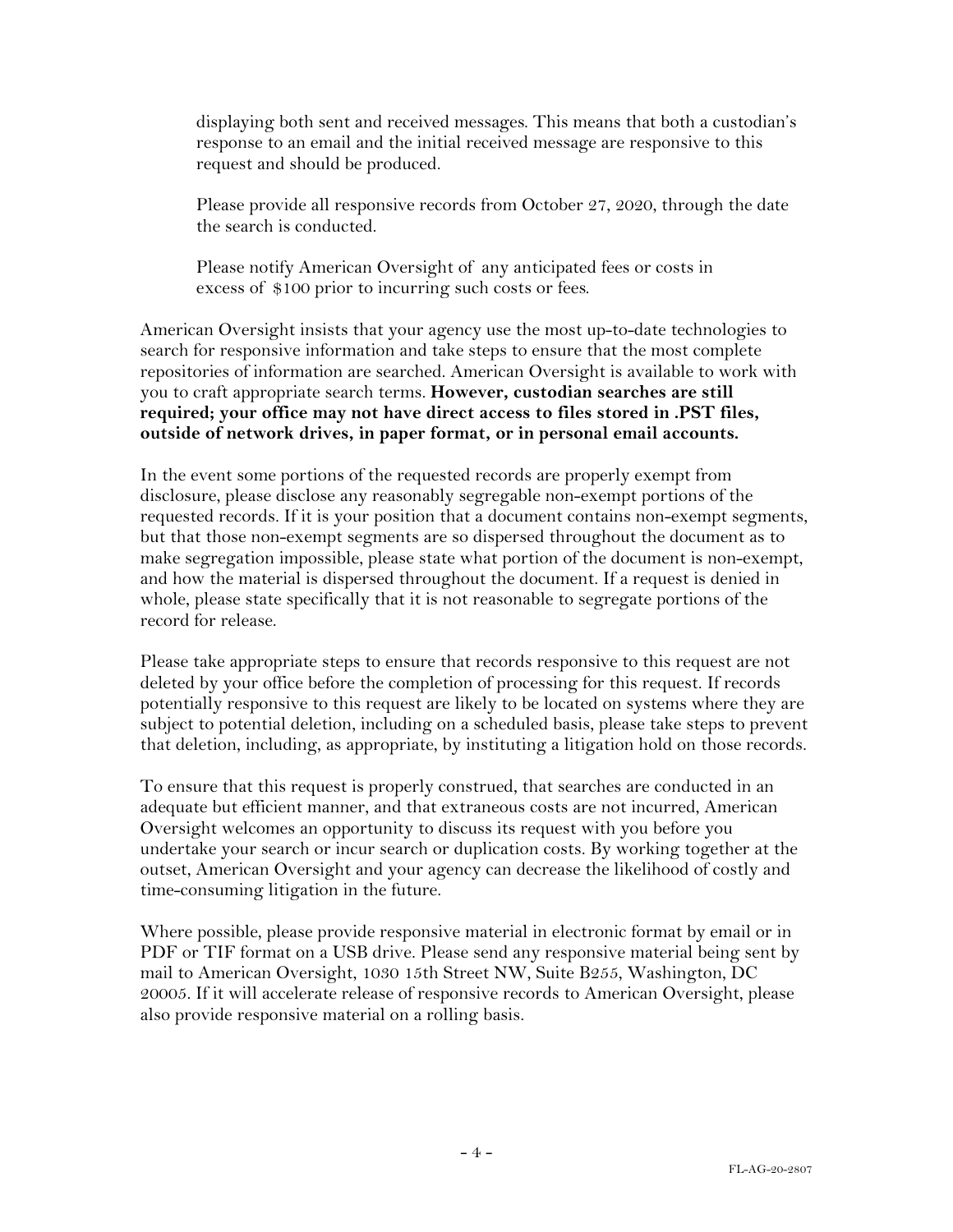displaying both sent and received messages. This means that both a custodian's response to an email and the initial received message are responsive to this request and should be produced.

Please provide all responsive records from October 27, 2020, through the date the search is conducted.

Please notify American Oversight of any anticipated fees or costs in excess of $100 prior to incurring such costs or fees.

American Oversight insists that your agency use the most up-to-date technologies to search for responsive information and take steps to ensure that the most complete repositories of information are searched. American Oversight is available to work with you to craft appropriate search terms. **However, custodian searches are still required; your office may not have direct access to files stored in .PST files, outside of network drives, in paper format, or in personal email accounts.**

In the event some portions of the requested records are properly exempt from disclosure, please disclose any reasonably segregable non-exempt portions of the requested records. If it is your position that a document contains non-exempt segments, but that those non-exempt segments are so dispersed throughout the document as to make segregation impossible, please state what portion of the document is non-exempt, and how the material is dispersed throughout the document. If a request is denied in whole, please state specifically that it is not reasonable to segregate portions of the record for release.

Please take appropriate steps to ensure that records responsive to this request are not deleted by your office before the completion of processing for this request. If records potentially responsive to this request are likely to be located on systems where they are subject to potential deletion, including on a scheduled basis, please take steps to prevent that deletion, including, as appropriate, by instituting a litigation hold on those records.

To ensure that this request is properly construed, that searches are conducted in an adequate but efficient manner, and that extraneous costs are not incurred, American Oversight welcomes an opportunity to discuss its request with you before you undertake your search or incur search or duplication costs. By working together at the outset, American Oversight and your agency can decrease the likelihood of costly and time-consuming litigation in the future.

Where possible, please provide responsive material in electronic format by email or in PDF or TIF format on a USB drive. Please send any responsive material being sent by mail to American Oversight, 1030 15th Street NW, Suite B255, Washington, DC 20005. If it will accelerate release of responsive records to American Oversight, please also provide responsive material on a rolling basis.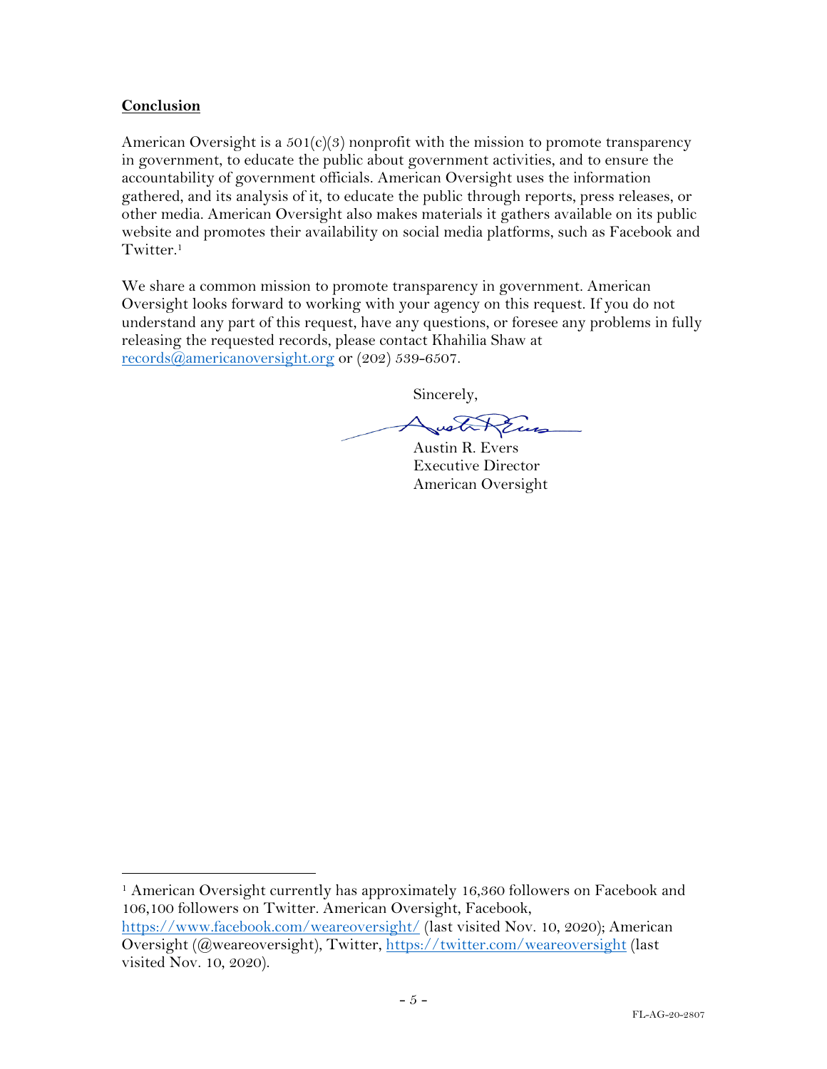**Conclusion**

American Oversight is a 501(c)(3) nonprofit with the mission to promote transparency in government, to educate the public about government activities, and to ensure the accountability of government officials. American Oversight uses the information gathered, and its analysis of it, to educate the public through reports, press releases, or other media. American Oversight also makes materials it gathers available on its public website and promotes their availability on social media platforms, such as Facebook and Twitter.[1]

We share a common mission to promote transparency in government. American Oversight looks forward to working with your agency on this request. If you do not understand any part of this request, have any questions, or foresee any problems in fully releasing the requested records, please contact Khahilia Shaw at records@americanoversight.org or (202) 539-6507.

Sincerely,

Austin R. Evers
Executive Director
American Oversight

---

[1] American Oversight currently has approximately 16,360 followers on Facebook and 106,100 followers on Twitter. American Oversight, Facebook, https://www.facebook.com/weareoversight/ (last visited Nov. 10, 2020); American Oversight (@weareoversight), Twitter, https://twitter.com/weareoversight (last visited Nov. 10, 2020).

FL-AG-20-2807